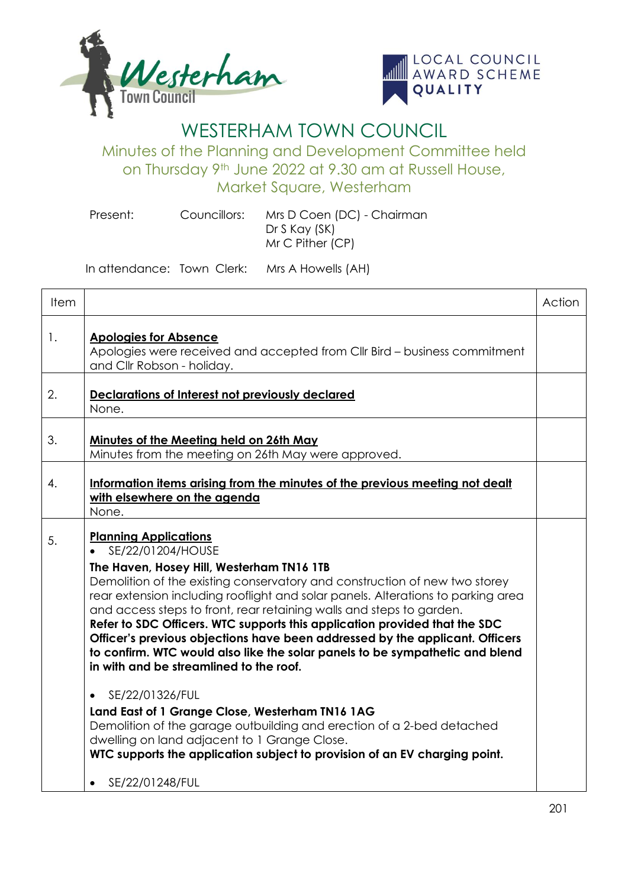# WESTERHAM TOWN COUNCIL

## Minutes of the Planning and Development Committee held on Thursday 9th June 2022 at 9.30 am at Russell House, Market Square, Westerham

Present: Councillors: Mrs D Coen (DC) - Chairman
Dr S Kay (SK)
Mr C Pither (CP)

In attendance: Town Clerk: Mrs A Howells (AH)

| Item | | Action |
|---|---|---|
| 1. | **Apologies for Absence**<br>Apologies were received and accepted from Cllr Bird – business commitment and Cllr Robson - holiday. | |
| 2. | **Declarations of Interest not previously declared**<br>None. | |
| 3. | **Minutes of the Meeting held on 26th May**<br>Minutes from the meeting on 26th May were approved. | |
| 4. | **Information items arising from the minutes of the previous meeting not dealt with elsewhere on the agenda**<br>None. | |
| 5. | **Planning Applications**<br>• SE/22/01204/HOUSE<br>**The Haven, Hosey Hill, Westerham TN16 1TB**<br>Demolition of the existing conservatory and construction of new two storey rear extension including rooflight and solar panels. Alterations to parking area and access steps to front, rear retaining walls and steps to garden.<br>**Refer to SDC Officers. WTC supports this application provided that the SDC Officer's previous objections have been addressed by the applicant. Officers to confirm. WTC would also like the solar panels to be sympathetic and blend in with and be streamlined to the roof.**<br><br>• SE/22/01326/FUL<br>**Land East of 1 Grange Close, Westerham TN16 1AG**<br>Demolition of the garage outbuilding and erection of a 2-bed detached dwelling on land adjacent to 1 Grange Close.<br>**WTC supports the application subject to provision of an EV charging point.**<br><br>• SE/22/01248/FUL | |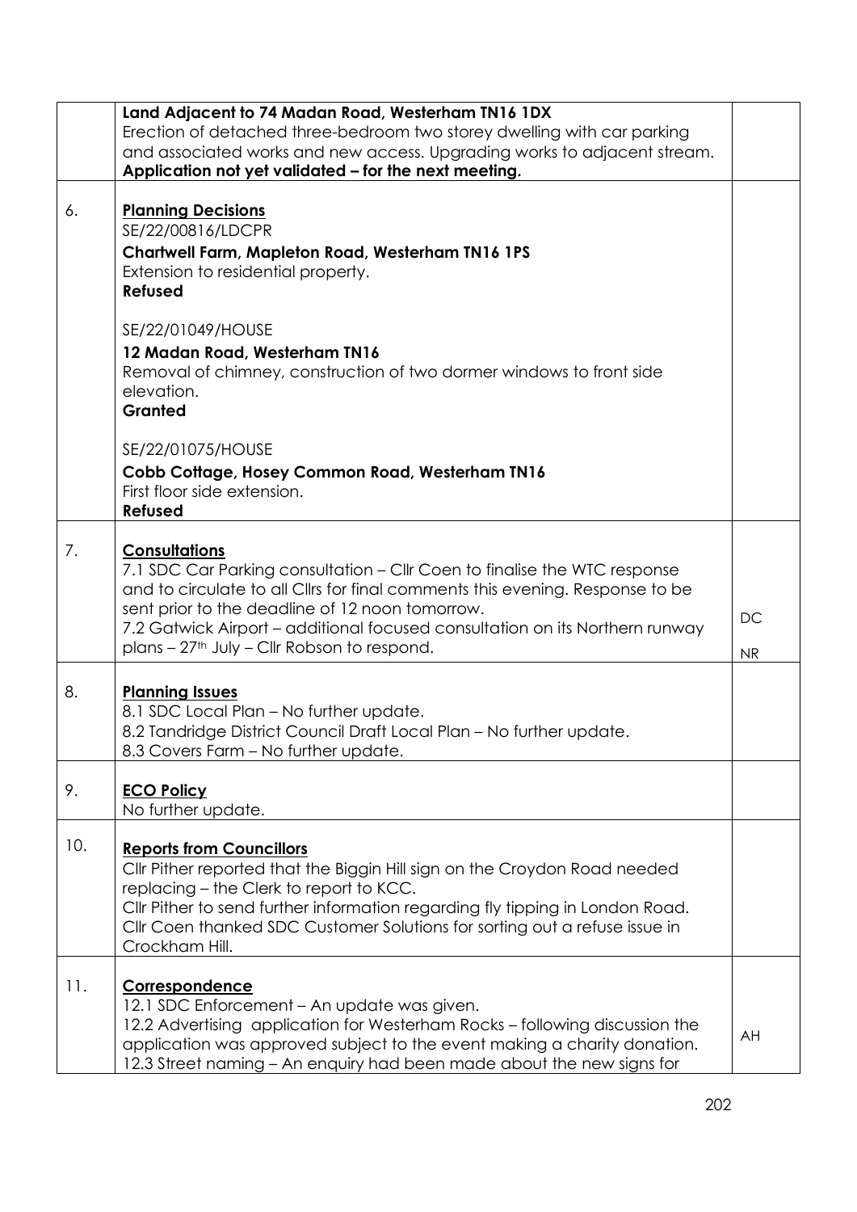| | | |
|---|---|---|
| | **Land Adjacent to 74 Madan Road, Westerham TN16 1DX**<br>Erection of detached three-bedroom two storey dwelling with car parking and associated works and new access. Upgrading works to adjacent stream.<br>**Application not yet validated – for the next meeting.** | |
| 6. | **Planning Decisions**<br>SE/22/00816/LDCPR<br>**Chartwell Farm, Mapleton Road, Westerham TN16 1PS**<br>Extension to residential property.<br>**Refused**<br><br>SE/22/01049/HOUSE<br>**12 Madan Road, Westerham TN16**<br>Removal of chimney, construction of two dormer windows to front side elevation.<br>**Granted**<br><br>SE/22/01075/HOUSE<br>**Cobb Cottage, Hosey Common Road, Westerham TN16**<br>First floor side extension.<br>**Refused** | |
| 7. | **Consultations**<br>7.1 SDC Car Parking consultation – Cllr Coen to finalise the WTC response and to circulate to all Cllrs for final comments this evening. Response to be sent prior to the deadline of 12 noon tomorrow.<br>7.2 Gatwick Airport – additional focused consultation on its Northern runway plans – 27th July – Cllr Robson to respond. | DC<br><br>NR |
| 8. | **Planning Issues**<br>8.1 SDC Local Plan – No further update.<br>8.2 Tandridge District Council Draft Local Plan – No further update.<br>8.3 Covers Farm – No further update. | |
| 9. | **ECO Policy**<br>No further update. | |
| 10. | **Reports from Councillors**<br>Cllr Pither reported that the Biggin Hill sign on the Croydon Road needed replacing – the Clerk to report to KCC.<br>Cllr Pither to send further information regarding fly tipping in London Road.<br>Cllr Coen thanked SDC Customer Solutions for sorting out a refuse issue in Crockham Hill. | |
| 11. | **Correspondence**<br>12.1 SDC Enforcement – An update was given.<br>12.2 Advertising application for Westerham Rocks – following discussion the application was approved subject to the event making a charity donation.<br>12.3 Street naming – An enquiry had been made about the new signs for | AH |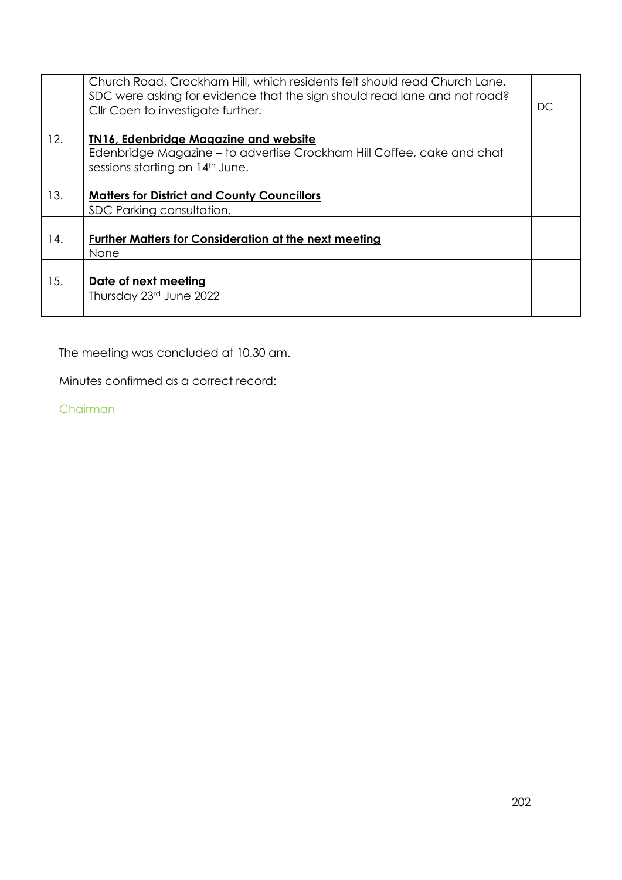| | | |
|---|---|---|
| | Church Road, Crockham Hill, which residents felt should read Church Lane. SDC were asking for evidence that the sign should read lane and not road? Cllr Coen to investigate further. | DC |
| 12. | **TN16, Edenbridge Magazine and website**<br>Edenbridge Magazine – to advertise Crockham Hill Coffee, cake and chat sessions starting on 14th June. | |
| 13. | **Matters for District and County Councillors**<br>SDC Parking consultation. | |
| 14. | **Further Matters for Consideration at the next meeting**<br>None | |
| 15. | **Date of next meeting**<br>Thursday 23rd June 2022 | |

The meeting was concluded at 10.30 am.

Minutes confirmed as a correct record:

Chairman